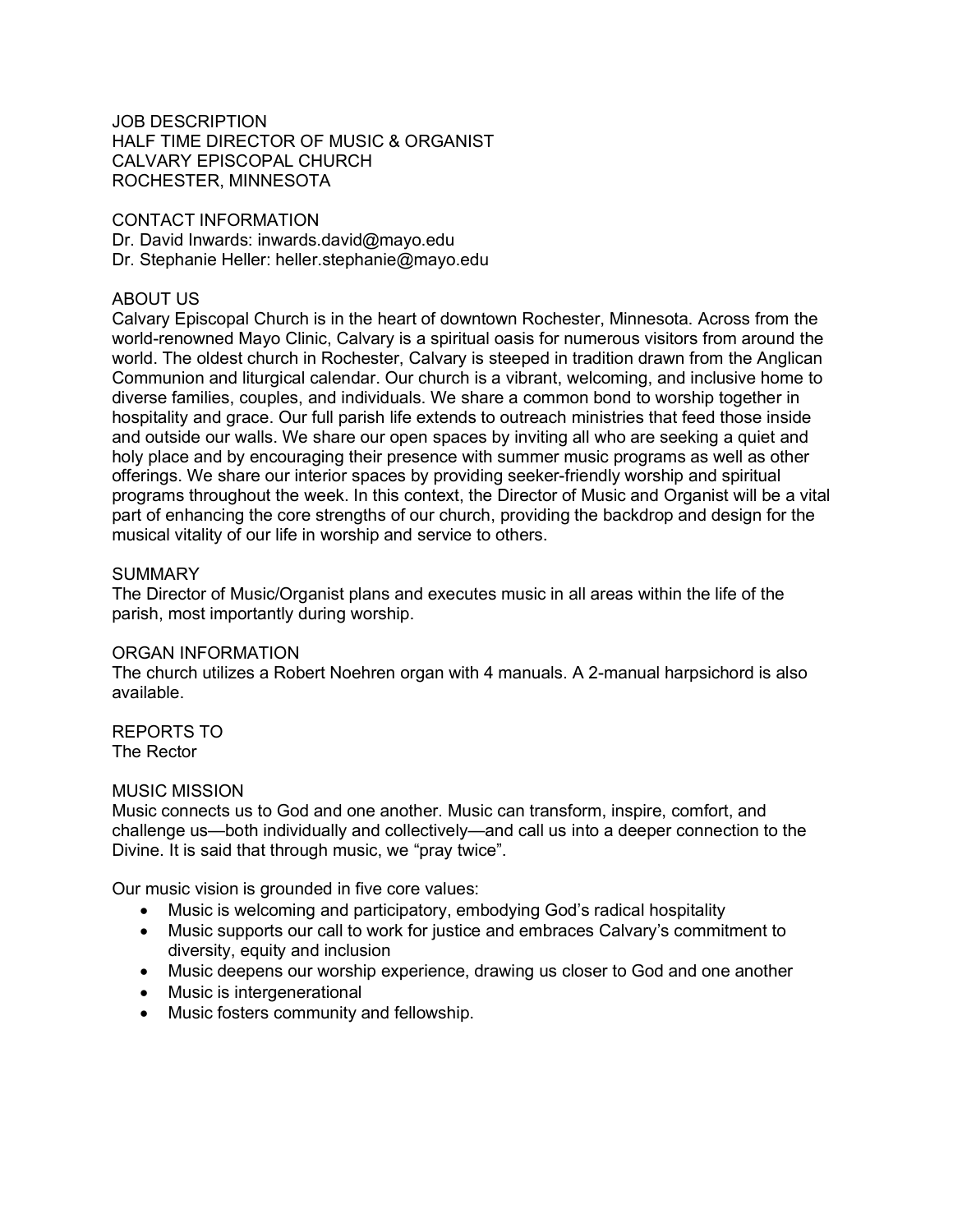# JOB DESCRIPTION
# HALF TIME DIRECTOR OF MUSIC & ORGANIST
# CALVARY EPISCOPAL CHURCH
# ROCHESTER, MINNESOTA

## CONTACT INFORMATION

Dr. David Inwards: inwards.david@mayo.edu
Dr. Stephanie Heller: heller.stephanie@mayo.edu

## ABOUT US

Calvary Episcopal Church is in the heart of downtown Rochester, Minnesota. Across from the world-renowned Mayo Clinic, Calvary is a spiritual oasis for numerous visitors from around the world. The oldest church in Rochester, Calvary is steeped in tradition drawn from the Anglican Communion and liturgical calendar. Our church is a vibrant, welcoming, and inclusive home to diverse families, couples, and individuals. We share a common bond to worship together in hospitality and grace. Our full parish life extends to outreach ministries that feed those inside and outside our walls. We share our open spaces by inviting all who are seeking a quiet and holy place and by encouraging their presence with summer music programs as well as other offerings. We share our interior spaces by providing seeker-friendly worship and spiritual programs throughout the week. In this context, the Director of Music and Organist will be a vital part of enhancing the core strengths of our church, providing the backdrop and design for the musical vitality of our life in worship and service to others.

## SUMMARY

The Director of Music/Organist plans and executes music in all areas within the life of the parish, most importantly during worship.

## ORGAN INFORMATION

The church utilizes a Robert Noehren organ with 4 manuals. A 2-manual harpsichord is also available.

## REPORTS TO

The Rector

## MUSIC MISSION

Music connects us to God and one another. Music can transform, inspire, comfort, and challenge us—both individually and collectively—and call us into a deeper connection to the Divine. It is said that through music, we "pray twice".

Our music vision is grounded in five core values:

- Music is welcoming and participatory, embodying God's radical hospitality
- Music supports our call to work for justice and embraces Calvary's commitment to diversity, equity and inclusion
- Music deepens our worship experience, drawing us closer to God and one another
- Music is intergenerational
- Music fosters community and fellowship.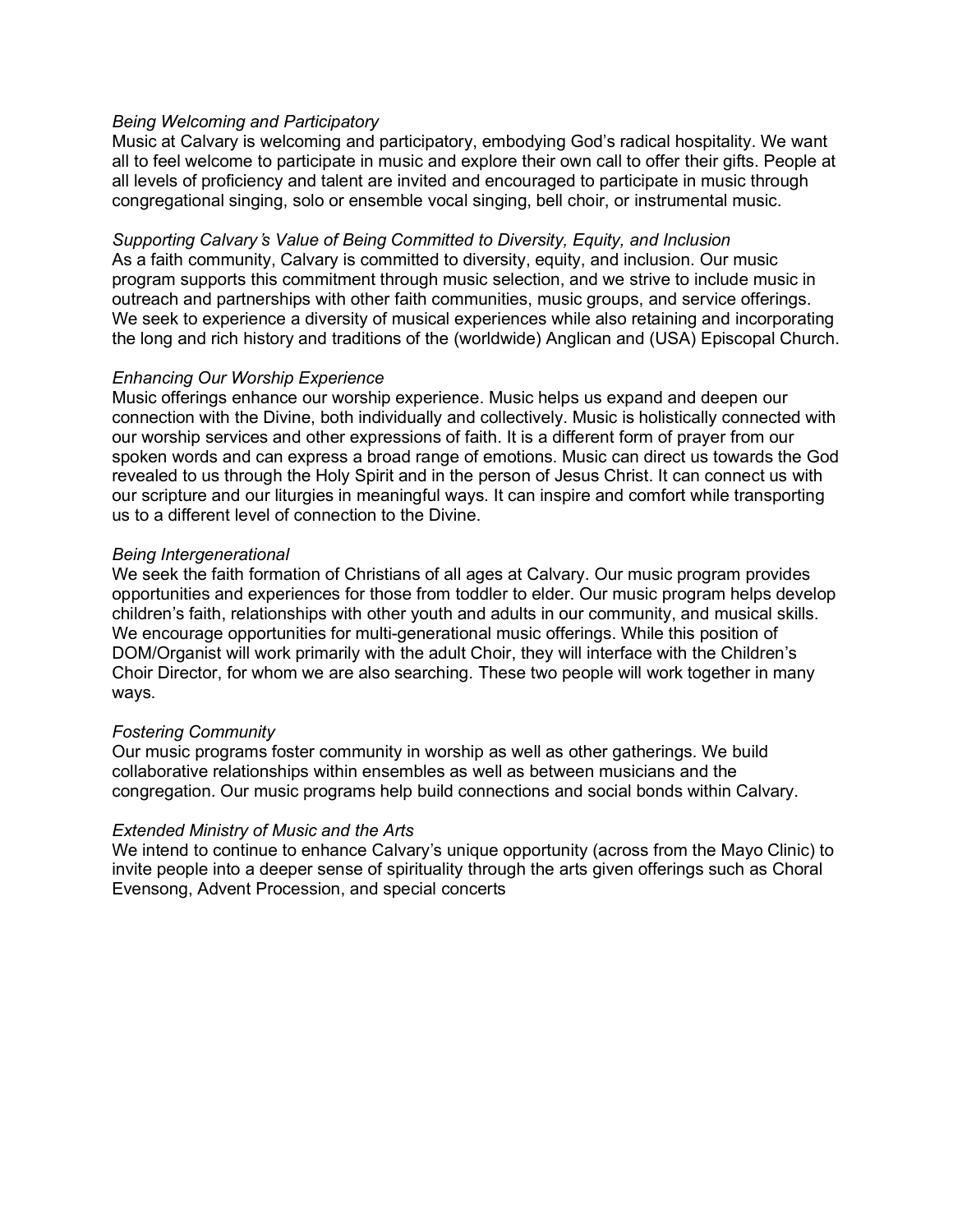*Being Welcoming and Participatory*
Music at Calvary is welcoming and participatory, embodying God's radical hospitality. We want all to feel welcome to participate in music and explore their own call to offer their gifts. People at all levels of proficiency and talent are invited and encouraged to participate in music through congregational singing, solo or ensemble vocal singing, bell choir, or instrumental music.

*Supporting Calvary's Value of Being Committed to Diversity, Equity, and Inclusion*
As a faith community, Calvary is committed to diversity, equity, and inclusion. Our music program supports this commitment through music selection, and we strive to include music in outreach and partnerships with other faith communities, music groups, and service offerings. We seek to experience a diversity of musical experiences while also retaining and incorporating the long and rich history and traditions of the (worldwide) Anglican and (USA) Episcopal Church.

*Enhancing Our Worship Experience*
Music offerings enhance our worship experience. Music helps us expand and deepen our connection with the Divine, both individually and collectively. Music is holistically connected with our worship services and other expressions of faith. It is a different form of prayer from our spoken words and can express a broad range of emotions. Music can direct us towards the God revealed to us through the Holy Spirit and in the person of Jesus Christ. It can connect us with our scripture and our liturgies in meaningful ways. It can inspire and comfort while transporting us to a different level of connection to the Divine.

*Being Intergenerational*
We seek the faith formation of Christians of all ages at Calvary. Our music program provides opportunities and experiences for those from toddler to elder. Our music program helps develop children's faith, relationships with other youth and adults in our community, and musical skills. We encourage opportunities for multi-generational music offerings. While this position of DOM/Organist will work primarily with the adult Choir, they will interface with the Children's Choir Director, for whom we are also searching. These two people will work together in many ways.

*Fostering Community*
Our music programs foster community in worship as well as other gatherings. We build collaborative relationships within ensembles as well as between musicians and the congregation. Our music programs help build connections and social bonds within Calvary.

*Extended Ministry of Music and the Arts*
We intend to continue to enhance Calvary's unique opportunity (across from the Mayo Clinic) to invite people into a deeper sense of spirituality through the arts given offerings such as Choral Evensong, Advent Procession, and special concerts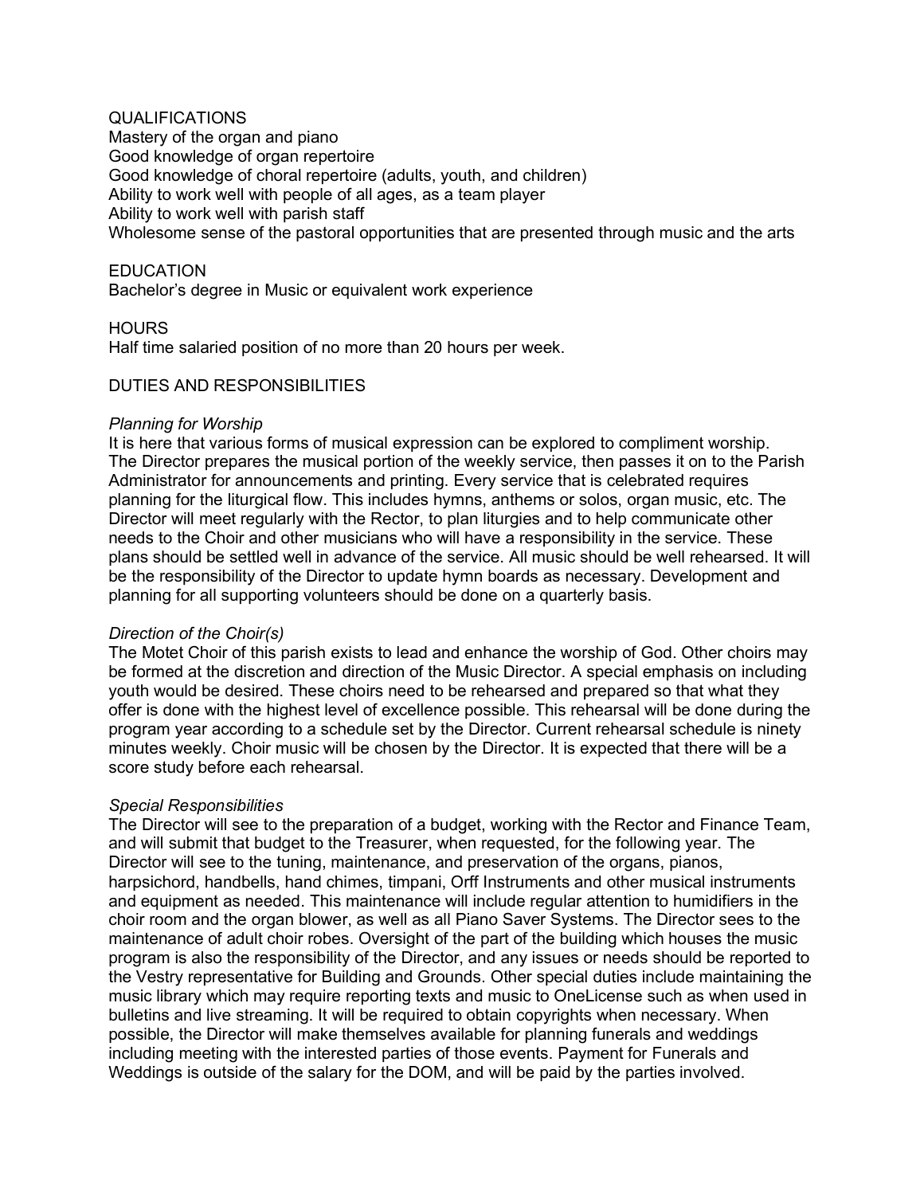## QUALIFICATIONS

Mastery of the organ and piano
Good knowledge of organ repertoire
Good knowledge of choral repertoire (adults, youth, and children)
Ability to work well with people of all ages, as a team player
Ability to work well with parish staff
Wholesome sense of the pastoral opportunities that are presented through music and the arts

## EDUCATION

Bachelor's degree in Music or equivalent work experience

## HOURS

Half time salaried position of no more than 20 hours per week.

## DUTIES AND RESPONSIBILITIES

### *Planning for Worship*

It is here that various forms of musical expression can be explored to compliment worship. The Director prepares the musical portion of the weekly service, then passes it on to the Parish Administrator for announcements and printing. Every service that is celebrated requires planning for the liturgical flow. This includes hymns, anthems or solos, organ music, etc. The Director will meet regularly with the Rector, to plan liturgies and to help communicate other needs to the Choir and other musicians who will have a responsibility in the service. These plans should be settled well in advance of the service. All music should be well rehearsed. It will be the responsibility of the Director to update hymn boards as necessary. Development and planning for all supporting volunteers should be done on a quarterly basis.

### *Direction of the Choir(s)*

The Motet Choir of this parish exists to lead and enhance the worship of God. Other choirs may be formed at the discretion and direction of the Music Director. A special emphasis on including youth would be desired. These choirs need to be rehearsed and prepared so that what they offer is done with the highest level of excellence possible. This rehearsal will be done during the program year according to a schedule set by the Director. Current rehearsal schedule is ninety minutes weekly. Choir music will be chosen by the Director. It is expected that there will be a score study before each rehearsal.

### *Special Responsibilities*

The Director will see to the preparation of a budget, working with the Rector and Finance Team, and will submit that budget to the Treasurer, when requested, for the following year. The Director will see to the tuning, maintenance, and preservation of the organs, pianos, harpsichord, handbells, hand chimes, timpani, Orff Instruments and other musical instruments and equipment as needed. This maintenance will include regular attention to humidifiers in the choir room and the organ blower, as well as all Piano Saver Systems. The Director sees to the maintenance of adult choir robes. Oversight of the part of the building which houses the music program is also the responsibility of the Director, and any issues or needs should be reported to the Vestry representative for Building and Grounds. Other special duties include maintaining the music library which may require reporting texts and music to OneLicense such as when used in bulletins and live streaming. It will be required to obtain copyrights when necessary. When possible, the Director will make themselves available for planning funerals and weddings including meeting with the interested parties of those events. Payment for Funerals and Weddings is outside of the salary for the DOM, and will be paid by the parties involved.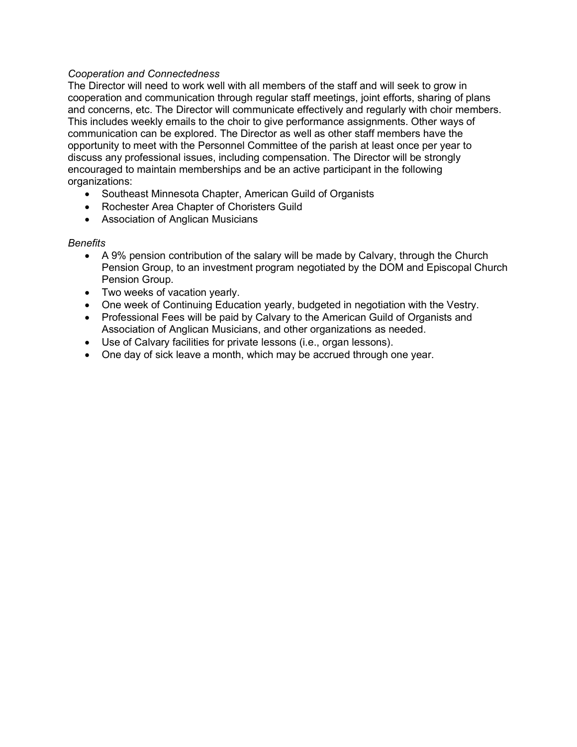*Cooperation and Connectedness*

The Director will need to work well with all members of the staff and will seek to grow in cooperation and communication through regular staff meetings, joint efforts, sharing of plans and concerns, etc. The Director will communicate effectively and regularly with choir members. This includes weekly emails to the choir to give performance assignments. Other ways of communication can be explored. The Director as well as other staff members have the opportunity to meet with the Personnel Committee of the parish at least once per year to discuss any professional issues, including compensation. The Director will be strongly encouraged to maintain memberships and be an active participant in the following organizations:

- Southeast Minnesota Chapter, American Guild of Organists
- Rochester Area Chapter of Choristers Guild
- Association of Anglican Musicians

*Benefits*

- A 9% pension contribution of the salary will be made by Calvary, through the Church Pension Group, to an investment program negotiated by the DOM and Episcopal Church Pension Group.
- Two weeks of vacation yearly.
- One week of Continuing Education yearly, budgeted in negotiation with the Vestry.
- Professional Fees will be paid by Calvary to the American Guild of Organists and Association of Anglican Musicians, and other organizations as needed.
- Use of Calvary facilities for private lessons (i.e., organ lessons).
- One day of sick leave a month, which may be accrued through one year.